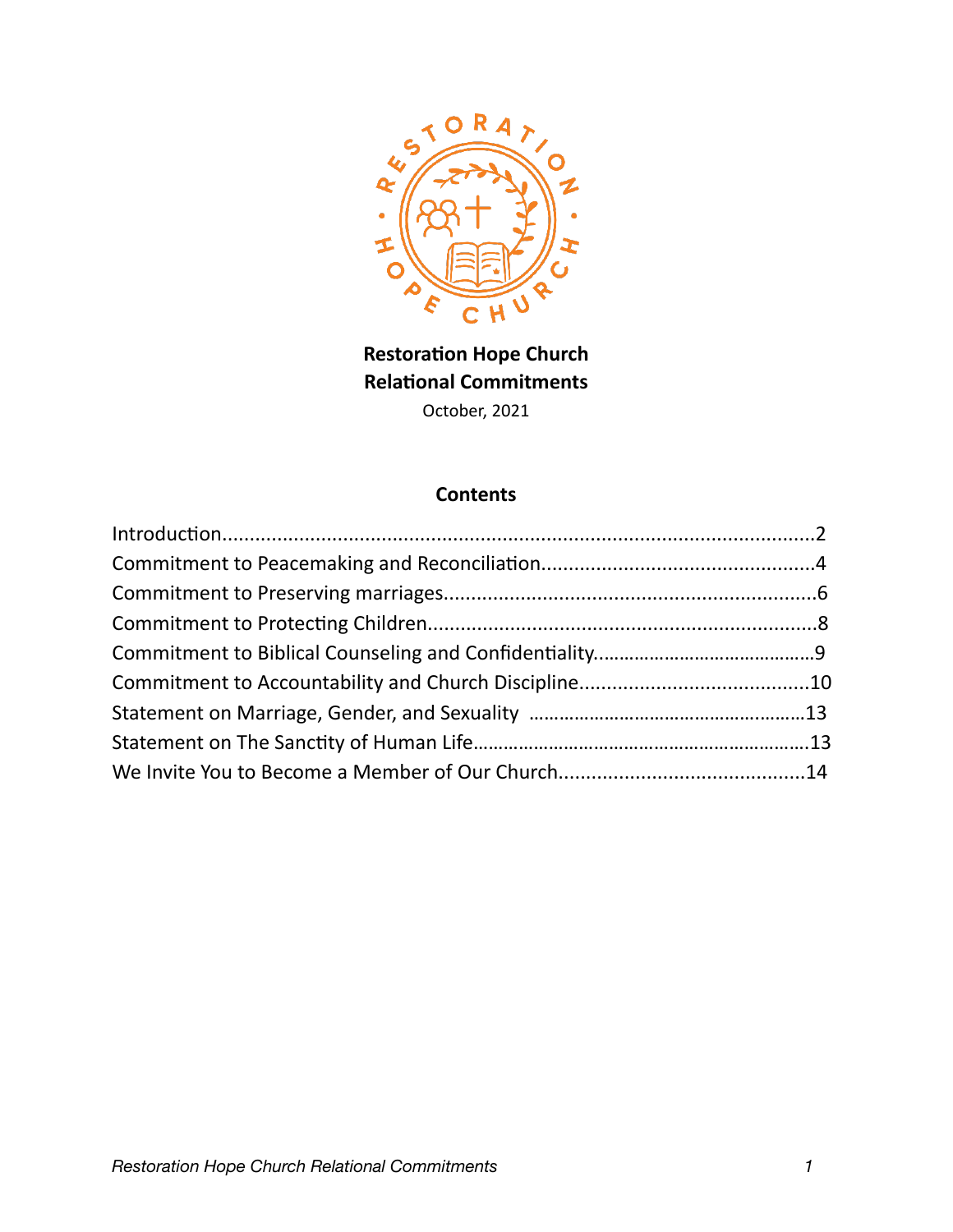**Restoration Hope Church**
**Relational Commitments**
October, 2021

## Contents

Introduction..........................................................................................................2
Commitment to Peacemaking and Reconciliation.................................................4
Commitment to Preserving marriages...................................................................6
Commitment to Protecting Children.....................................................................8
Commitment to Biblical Counseling and Confidentiality.........................................9
Commitment to Accountability and Church Discipline.........................................10
Statement on Marriage, Gender, and Sexuality ..................................................13
Statement on The Sanctity of Human Life..........................................................13
We Invite You to Become a Member of Our Church............................................14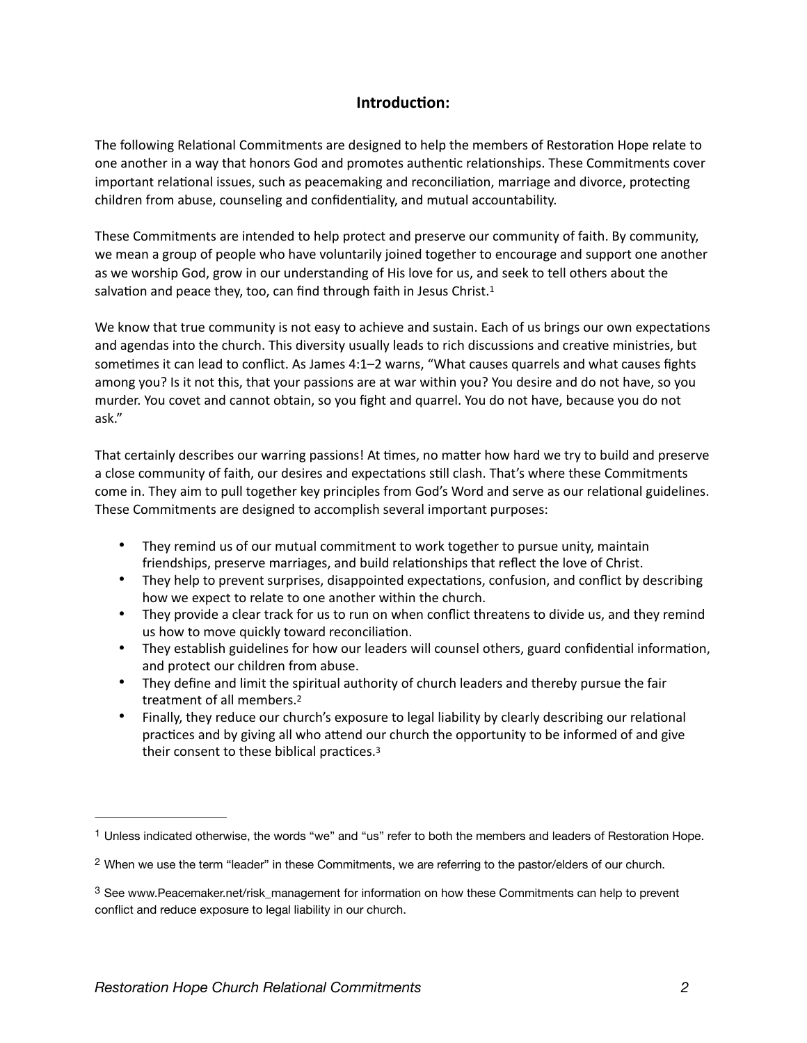## Introduction:

The following Relational Commitments are designed to help the members of Restoration Hope relate to one another in a way that honors God and promotes authentic relationships. These Commitments cover important relational issues, such as peacemaking and reconciliation, marriage and divorce, protecting children from abuse, counseling and confidentiality, and mutual accountability.

These Commitments are intended to help protect and preserve our community of faith. By community, we mean a group of people who have voluntarily joined together to encourage and support one another as we worship God, grow in our understanding of His love for us, and seek to tell others about the salvation and peace they, too, can find through faith in Jesus Christ.[1]

We know that true community is not easy to achieve and sustain. Each of us brings our own expectations and agendas into the church. This diversity usually leads to rich discussions and creative ministries, but sometimes it can lead to conflict. As James 4:1–2 warns, "What causes quarrels and what causes fights among you? Is it not this, that your passions are at war within you? You desire and do not have, so you murder. You covet and cannot obtain, so you fight and quarrel. You do not have, because you do not ask."

That certainly describes our warring passions! At times, no matter how hard we try to build and preserve a close community of faith, our desires and expectations still clash. That's where these Commitments come in. They aim to pull together key principles from God's Word and serve as our relational guidelines. These Commitments are designed to accomplish several important purposes:

- They remind us of our mutual commitment to work together to pursue unity, maintain friendships, preserve marriages, and build relationships that reflect the love of Christ.
- They help to prevent surprises, disappointed expectations, confusion, and conflict by describing how we expect to relate to one another within the church.
- They provide a clear track for us to run on when conflict threatens to divide us, and they remind us how to move quickly toward reconciliation.
- They establish guidelines for how our leaders will counsel others, guard confidential information, and protect our children from abuse.
- They define and limit the spiritual authority of church leaders and thereby pursue the fair treatment of all members.[2]
- Finally, they reduce our church's exposure to legal liability by clearly describing our relational practices and by giving all who attend our church the opportunity to be informed of and give their consent to these biblical practices.[3]

---

[1] Unless indicated otherwise, the words "we" and "us" refer to both the members and leaders of Restoration Hope.

[2] When we use the term "leader" in these Commitments, we are referring to the pastor/elders of our church.

[3] See www.Peacemaker.net/risk_management for information on how these Commitments can help to prevent conflict and reduce exposure to legal liability in our church.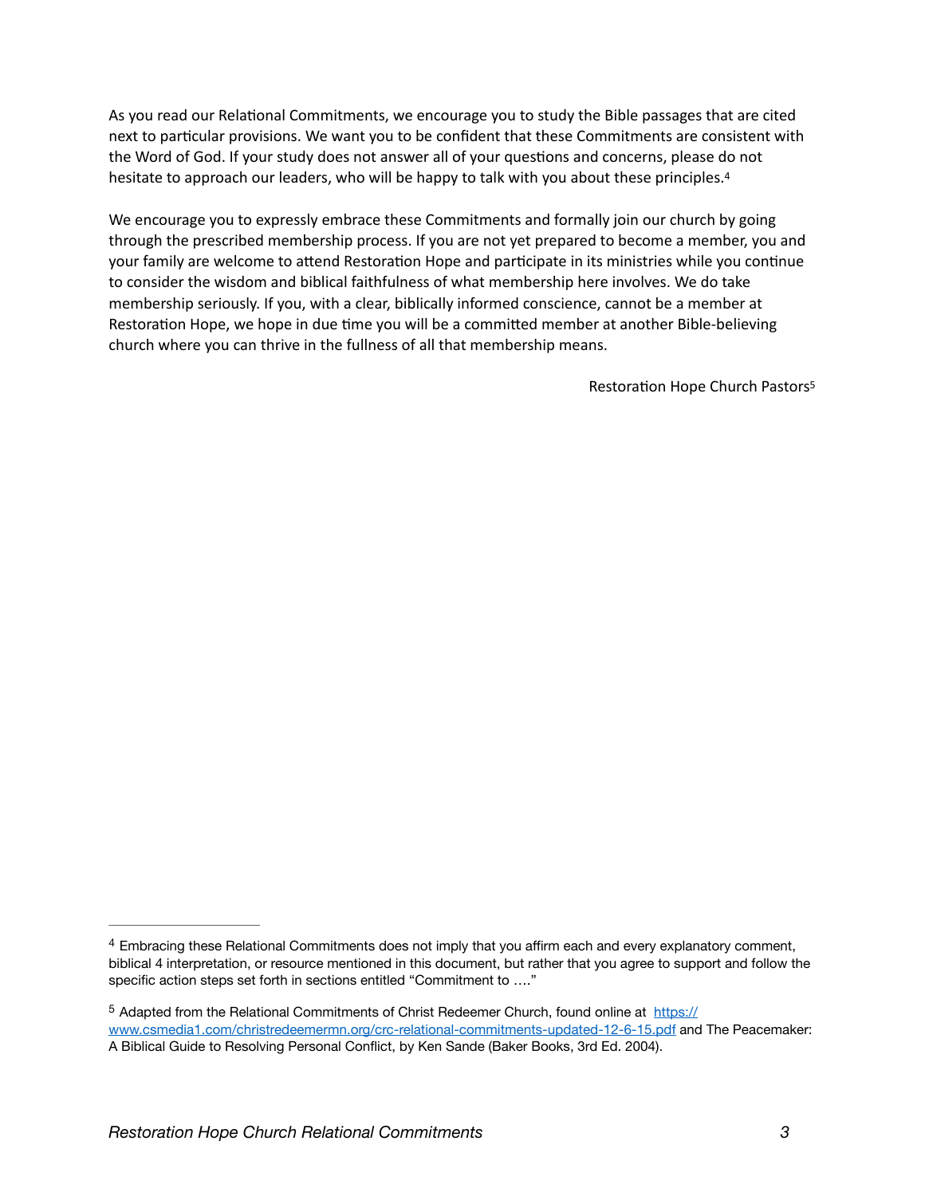As you read our Relational Commitments, we encourage you to study the Bible passages that are cited next to particular provisions. We want you to be confident that these Commitments are consistent with the Word of God. If your study does not answer all of your questions and concerns, please do not hesitate to approach our leaders, who will be happy to talk with you about these principles.[4]

We encourage you to expressly embrace these Commitments and formally join our church by going through the prescribed membership process. If you are not yet prepared to become a member, you and your family are welcome to attend Restoration Hope and participate in its ministries while you continue to consider the wisdom and biblical faithfulness of what membership here involves. We do take membership seriously. If you, with a clear, biblically informed conscience, cannot be a member at Restoration Hope, we hope in due time you will be a committed member at another Bible-believing church where you can thrive in the fullness of all that membership means.

Restoration Hope Church Pastors[5]

---

[4] Embracing these Relational Commitments does not imply that you affirm each and every explanatory comment, biblical 4 interpretation, or resource mentioned in this document, but rather that you agree to support and follow the specific action steps set forth in sections entitled "Commitment to …."

[5] Adapted from the Relational Commitments of Christ Redeemer Church, found online at https://www.csmedia1.com/christredeemermn.org/crc-relational-commitments-updated-12-6-15.pdf and The Peacemaker: A Biblical Guide to Resolving Personal Conflict, by Ken Sande (Baker Books, 3rd Ed. 2004).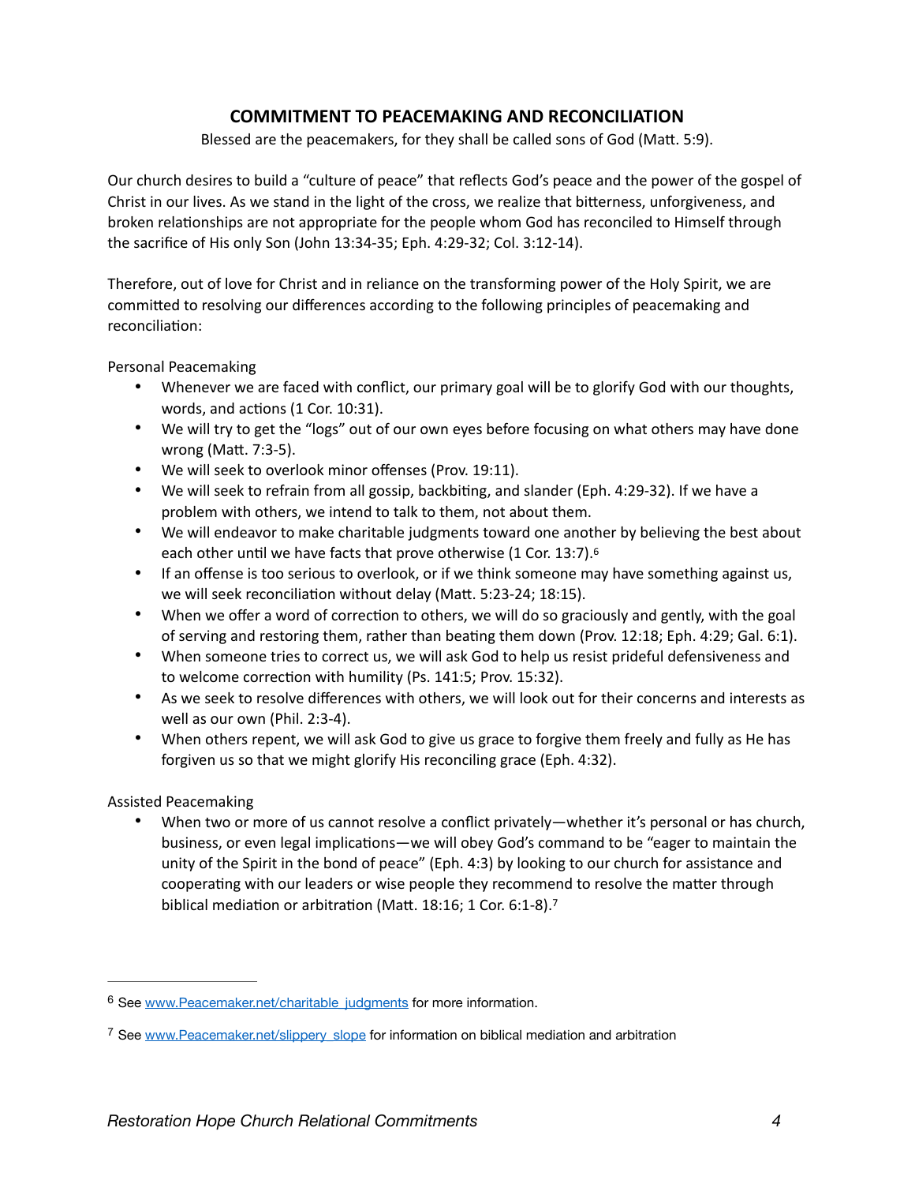## COMMITMENT TO PEACEMAKING AND RECONCILIATION

Blessed are the peacemakers, for they shall be called sons of God (Matt. 5:9).

Our church desires to build a "culture of peace" that reflects God's peace and the power of the gospel of Christ in our lives. As we stand in the light of the cross, we realize that bitterness, unforgiveness, and broken relationships are not appropriate for the people whom God has reconciled to Himself through the sacrifice of His only Son (John 13:34-35; Eph. 4:29-32; Col. 3:12-14).

Therefore, out of love for Christ and in reliance on the transforming power of the Holy Spirit, we are committed to resolving our differences according to the following principles of peacemaking and reconciliation:

Personal Peacemaking

- Whenever we are faced with conflict, our primary goal will be to glorify God with our thoughts, words, and actions (1 Cor. 10:31).
- We will try to get the "logs" out of our own eyes before focusing on what others may have done wrong (Matt. 7:3-5).
- We will seek to overlook minor offenses (Prov. 19:11).
- We will seek to refrain from all gossip, backbiting, and slander (Eph. 4:29-32). If we have a problem with others, we intend to talk to them, not about them.
- We will endeavor to make charitable judgments toward one another by believing the best about each other until we have facts that prove otherwise (1 Cor. 13:7).[6]
- If an offense is too serious to overlook, or if we think someone may have something against us, we will seek reconciliation without delay (Matt. 5:23-24; 18:15).
- When we offer a word of correction to others, we will do so graciously and gently, with the goal of serving and restoring them, rather than beating them down (Prov. 12:18; Eph. 4:29; Gal. 6:1).
- When someone tries to correct us, we will ask God to help us resist prideful defensiveness and to welcome correction with humility (Ps. 141:5; Prov. 15:32).
- As we seek to resolve differences with others, we will look out for their concerns and interests as well as our own (Phil. 2:3-4).
- When others repent, we will ask God to give us grace to forgive them freely and fully as He has forgiven us so that we might glorify His reconciling grace (Eph. 4:32).

Assisted Peacemaking

- When two or more of us cannot resolve a conflict privately—whether it's personal or has church, business, or even legal implications—we will obey God's command to be "eager to maintain the unity of the Spirit in the bond of peace" (Eph. 4:3) by looking to our church for assistance and cooperating with our leaders or wise people they recommend to resolve the matter through biblical mediation or arbitration (Matt. 18:16; 1 Cor. 6:1-8).[7]

---

[6] See www.Peacemaker.net/charitable_judgments for more information.

[7] See www.Peacemaker.net/slippery_slope for information on biblical mediation and arbitration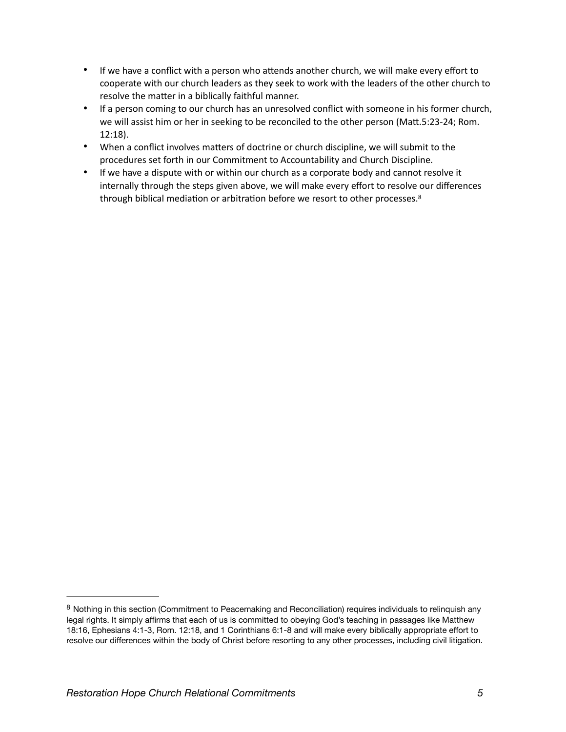- If we have a conflict with a person who attends another church, we will make every effort to cooperate with our church leaders as they seek to work with the leaders of the other church to resolve the matter in a biblically faithful manner.
- If a person coming to our church has an unresolved conflict with someone in his former church, we will assist him or her in seeking to be reconciled to the other person (Matt.5:23-24; Rom. 12:18).
- When a conflict involves matters of doctrine or church discipline, we will submit to the procedures set forth in our Commitment to Accountability and Church Discipline.
- If we have a dispute with or within our church as a corporate body and cannot resolve it internally through the steps given above, we will make every effort to resolve our differences through biblical mediation or arbitration before we resort to other processes.[8]

---

[8] Nothing in this section (Commitment to Peacemaking and Reconciliation) requires individuals to relinquish any legal rights. It simply affirms that each of us is committed to obeying God's teaching in passages like Matthew 18:16, Ephesians 4:1-3, Rom. 12:18, and 1 Corinthians 6:1-8 and will make every biblically appropriate effort to resolve our differences within the body of Christ before resorting to any other processes, including civil litigation.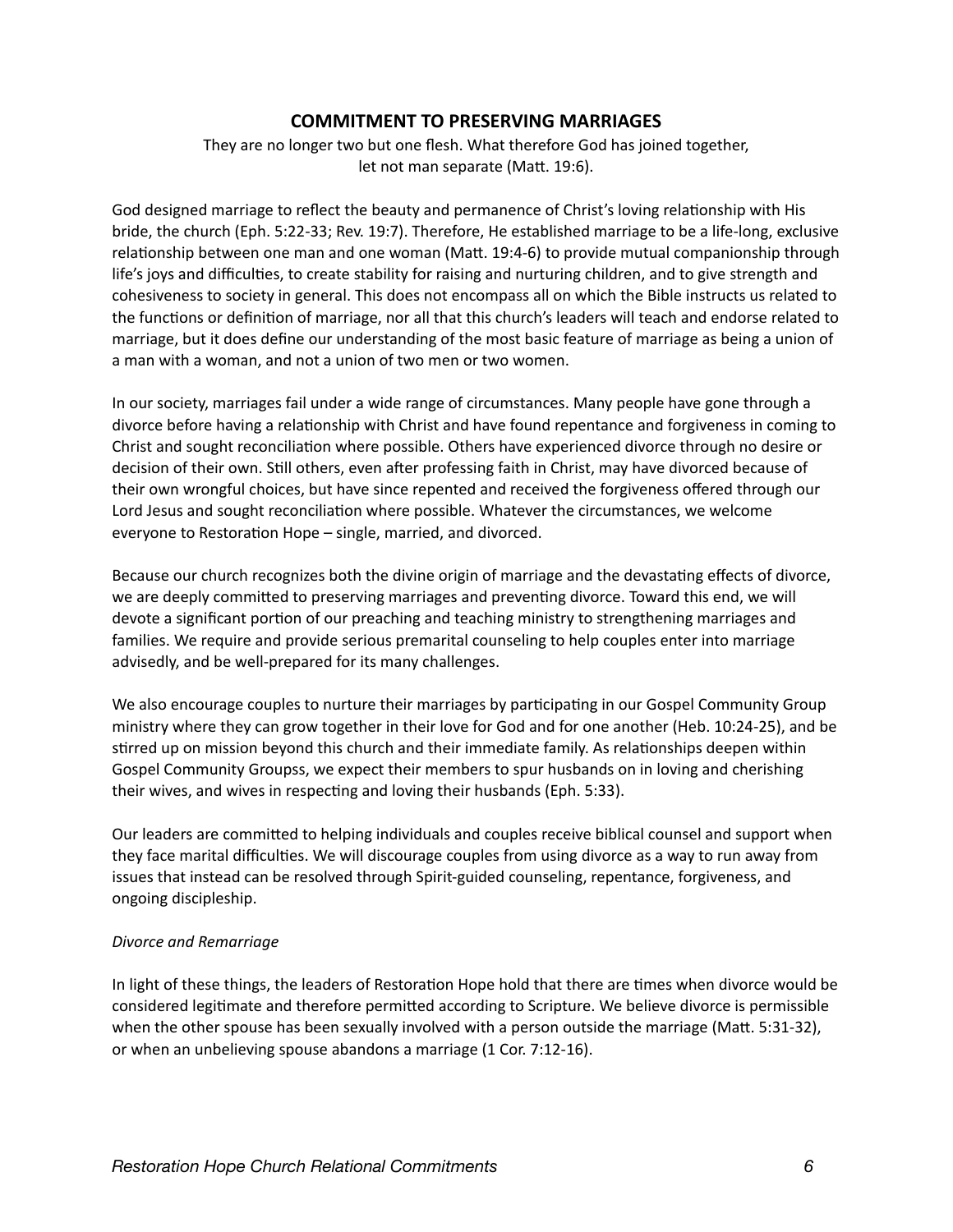## COMMITMENT TO PRESERVING MARRIAGES

They are no longer two but one flesh. What therefore God has joined together, let not man separate (Matt. 19:6).

God designed marriage to reflect the beauty and permanence of Christ's loving relationship with His bride, the church (Eph. 5:22-33; Rev. 19:7). Therefore, He established marriage to be a life-long, exclusive relationship between one man and one woman (Matt. 19:4-6) to provide mutual companionship through life's joys and difficulties, to create stability for raising and nurturing children, and to give strength and cohesiveness to society in general. This does not encompass all on which the Bible instructs us related to the functions or definition of marriage, nor all that this church's leaders will teach and endorse related to marriage, but it does define our understanding of the most basic feature of marriage as being a union of a man with a woman, and not a union of two men or two women.

In our society, marriages fail under a wide range of circumstances. Many people have gone through a divorce before having a relationship with Christ and have found repentance and forgiveness in coming to Christ and sought reconciliation where possible. Others have experienced divorce through no desire or decision of their own. Still others, even after professing faith in Christ, may have divorced because of their own wrongful choices, but have since repented and received the forgiveness offered through our Lord Jesus and sought reconciliation where possible. Whatever the circumstances, we welcome everyone to Restoration Hope – single, married, and divorced.

Because our church recognizes both the divine origin of marriage and the devastating effects of divorce, we are deeply committed to preserving marriages and preventing divorce. Toward this end, we will devote a significant portion of our preaching and teaching ministry to strengthening marriages and families. We require and provide serious premarital counseling to help couples enter into marriage advisedly, and be well-prepared for its many challenges.

We also encourage couples to nurture their marriages by participating in our Gospel Community Group ministry where they can grow together in their love for God and for one another (Heb. 10:24-25), and be stirred up on mission beyond this church and their immediate family. As relationships deepen within Gospel Community Groupss, we expect their members to spur husbands on in loving and cherishing their wives, and wives in respecting and loving their husbands (Eph. 5:33).

Our leaders are committed to helping individuals and couples receive biblical counsel and support when they face marital difficulties. We will discourage couples from using divorce as a way to run away from issues that instead can be resolved through Spirit-guided counseling, repentance, forgiveness, and ongoing discipleship.

*Divorce and Remarriage*

In light of these things, the leaders of Restoration Hope hold that there are times when divorce would be considered legitimate and therefore permitted according to Scripture. We believe divorce is permissible when the other spouse has been sexually involved with a person outside the marriage (Matt. 5:31-32), or when an unbelieving spouse abandons a marriage (1 Cor. 7:12-16).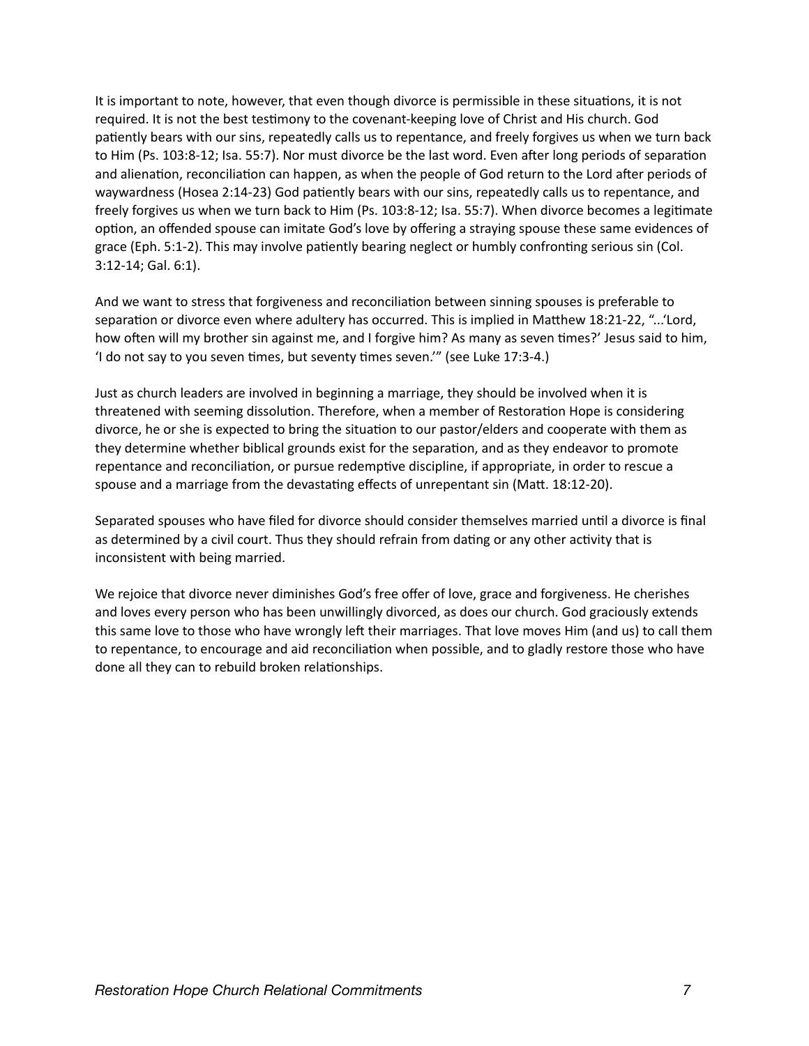It is important to note, however, that even though divorce is permissible in these situations, it is not required. It is not the best testimony to the covenant-keeping love of Christ and His church. God patiently bears with our sins, repeatedly calls us to repentance, and freely forgives us when we turn back to Him (Ps. 103:8-12; Isa. 55:7). Nor must divorce be the last word. Even after long periods of separation and alienation, reconciliation can happen, as when the people of God return to the Lord after periods of waywardness (Hosea 2:14-23) God patiently bears with our sins, repeatedly calls us to repentance, and freely forgives us when we turn back to Him (Ps. 103:8-12; Isa. 55:7). When divorce becomes a legitimate option, an offended spouse can imitate God's love by offering a straying spouse these same evidences of grace (Eph. 5:1-2). This may involve patiently bearing neglect or humbly confronting serious sin (Col. 3:12-14; Gal. 6:1).

And we want to stress that forgiveness and reconciliation between sinning spouses is preferable to separation or divorce even where adultery has occurred. This is implied in Matthew 18:21-22, "...'Lord, how often will my brother sin against me, and I forgive him? As many as seven times?' Jesus said to him, 'I do not say to you seven times, but seventy times seven.'" (see Luke 17:3-4.)

Just as church leaders are involved in beginning a marriage, they should be involved when it is threatened with seeming dissolution. Therefore, when a member of Restoration Hope is considering divorce, he or she is expected to bring the situation to our pastor/elders and cooperate with them as they determine whether biblical grounds exist for the separation, and as they endeavor to promote repentance and reconciliation, or pursue redemptive discipline, if appropriate, in order to rescue a spouse and a marriage from the devastating effects of unrepentant sin (Matt. 18:12-20).

Separated spouses who have filed for divorce should consider themselves married until a divorce is final as determined by a civil court. Thus they should refrain from dating or any other activity that is inconsistent with being married.

We rejoice that divorce never diminishes God's free offer of love, grace and forgiveness. He cherishes and loves every person who has been unwillingly divorced, as does our church. God graciously extends this same love to those who have wrongly left their marriages. That love moves Him (and us) to call them to repentance, to encourage and aid reconciliation when possible, and to gladly restore those who have done all they can to rebuild broken relationships.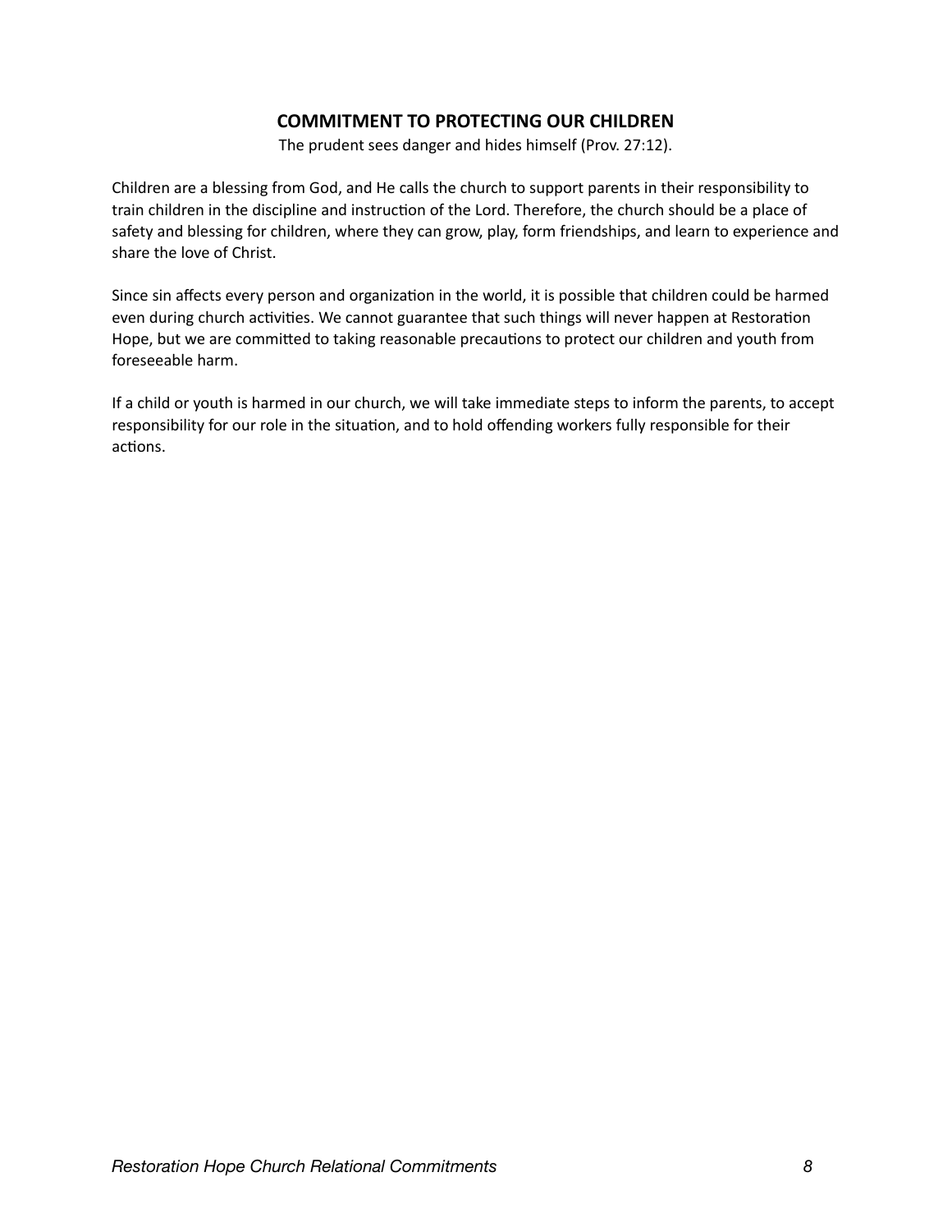## COMMITMENT TO PROTECTING OUR CHILDREN

The prudent sees danger and hides himself (Prov. 27:12).

Children are a blessing from God, and He calls the church to support parents in their responsibility to train children in the discipline and instruction of the Lord. Therefore, the church should be a place of safety and blessing for children, where they can grow, play, form friendships, and learn to experience and share the love of Christ.

Since sin affects every person and organization in the world, it is possible that children could be harmed even during church activities. We cannot guarantee that such things will never happen at Restoration Hope, but we are committed to taking reasonable precautions to protect our children and youth from foreseeable harm.

If a child or youth is harmed in our church, we will take immediate steps to inform the parents, to accept responsibility for our role in the situation, and to hold offending workers fully responsible for their actions.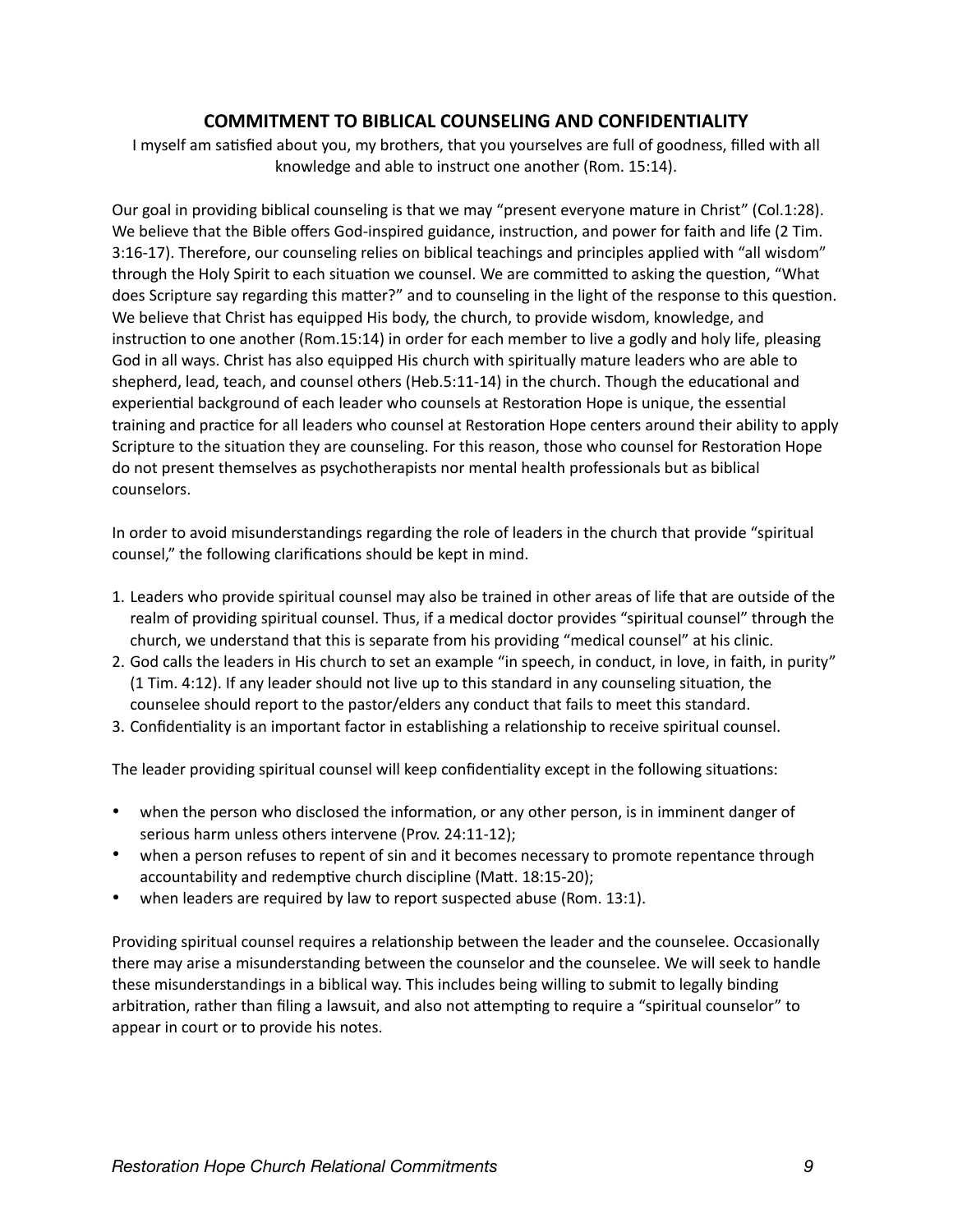## COMMITMENT TO BIBLICAL COUNSELING AND CONFIDENTIALITY

I myself am satisfied about you, my brothers, that you yourselves are full of goodness, filled with all knowledge and able to instruct one another (Rom. 15:14).

Our goal in providing biblical counseling is that we may "present everyone mature in Christ" (Col.1:28). We believe that the Bible offers God-inspired guidance, instruction, and power for faith and life (2 Tim. 3:16-17). Therefore, our counseling relies on biblical teachings and principles applied with "all wisdom" through the Holy Spirit to each situation we counsel. We are committed to asking the question, "What does Scripture say regarding this matter?" and to counseling in the light of the response to this question. We believe that Christ has equipped His body, the church, to provide wisdom, knowledge, and instruction to one another (Rom.15:14) in order for each member to live a godly and holy life, pleasing God in all ways. Christ has also equipped His church with spiritually mature leaders who are able to shepherd, lead, teach, and counsel others (Heb.5:11-14) in the church. Though the educational and experiential background of each leader who counsels at Restoration Hope is unique, the essential training and practice for all leaders who counsel at Restoration Hope centers around their ability to apply Scripture to the situation they are counseling. For this reason, those who counsel for Restoration Hope do not present themselves as psychotherapists nor mental health professionals but as biblical counselors.

In order to avoid misunderstandings regarding the role of leaders in the church that provide "spiritual counsel," the following clarifications should be kept in mind.

1. Leaders who provide spiritual counsel may also be trained in other areas of life that are outside of the realm of providing spiritual counsel. Thus, if a medical doctor provides "spiritual counsel" through the church, we understand that this is separate from his providing "medical counsel" at his clinic.
2. God calls the leaders in His church to set an example "in speech, in conduct, in love, in faith, in purity" (1 Tim. 4:12). If any leader should not live up to this standard in any counseling situation, the counselee should report to the pastor/elders any conduct that fails to meet this standard.
3. Confidentiality is an important factor in establishing a relationship to receive spiritual counsel.

The leader providing spiritual counsel will keep confidentiality except in the following situations:

- when the person who disclosed the information, or any other person, is in imminent danger of serious harm unless others intervene (Prov. 24:11-12);
- when a person refuses to repent of sin and it becomes necessary to promote repentance through accountability and redemptive church discipline (Matt. 18:15-20);
- when leaders are required by law to report suspected abuse (Rom. 13:1).

Providing spiritual counsel requires a relationship between the leader and the counselee. Occasionally there may arise a misunderstanding between the counselor and the counselee. We will seek to handle these misunderstandings in a biblical way. This includes being willing to submit to legally binding arbitration, rather than filing a lawsuit, and also not attempting to require a "spiritual counselor" to appear in court or to provide his notes.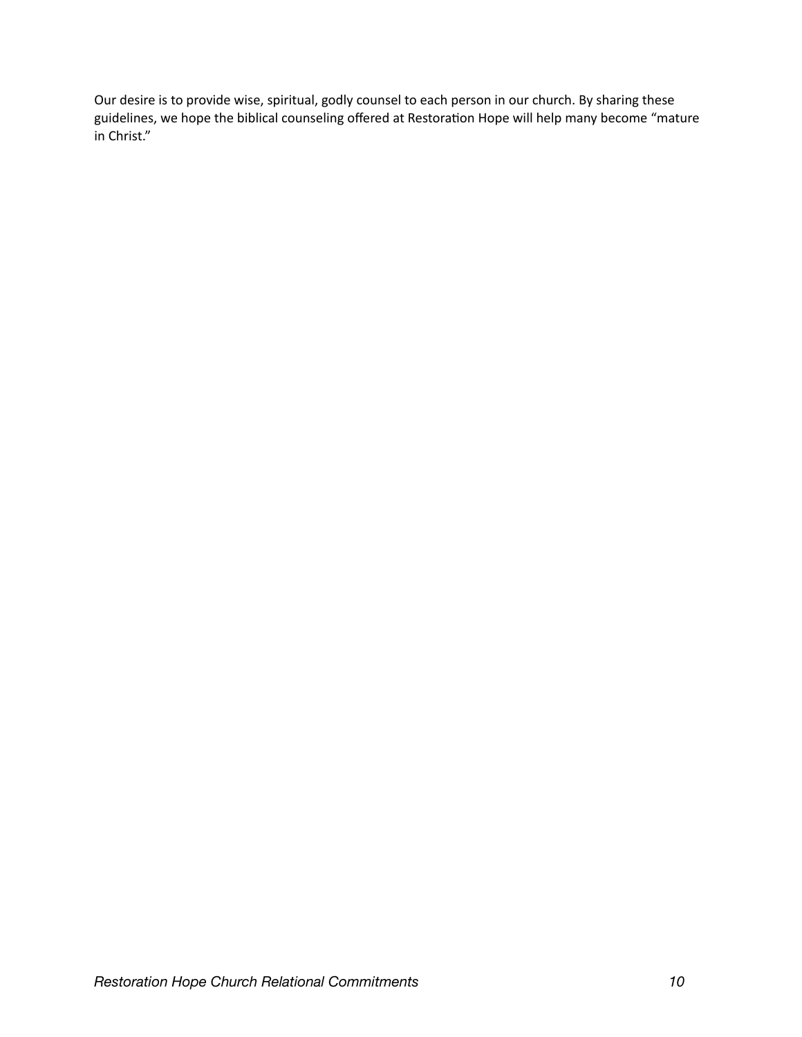Our desire is to provide wise, spiritual, godly counsel to each person in our church. By sharing these guidelines, we hope the biblical counseling offered at Restoration Hope will help many become "mature in Christ."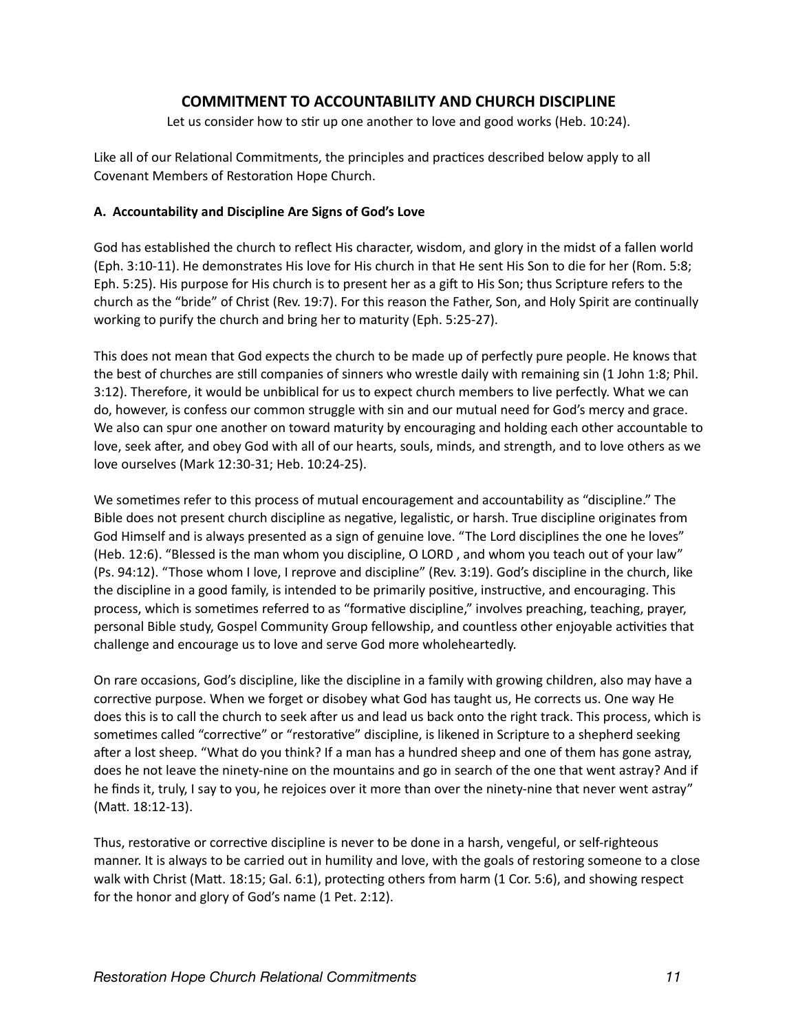## COMMITMENT TO ACCOUNTABILITY AND CHURCH DISCIPLINE

Let us consider how to stir up one another to love and good works (Heb. 10:24).

Like all of our Relational Commitments, the principles and practices described below apply to all Covenant Members of Restoration Hope Church.

### A. Accountability and Discipline Are Signs of God's Love

God has established the church to reflect His character, wisdom, and glory in the midst of a fallen world (Eph. 3:10-11). He demonstrates His love for His church in that He sent His Son to die for her (Rom. 5:8; Eph. 5:25). His purpose for His church is to present her as a gift to His Son; thus Scripture refers to the church as the "bride" of Christ (Rev. 19:7). For this reason the Father, Son, and Holy Spirit are continually working to purify the church and bring her to maturity (Eph. 5:25-27).

This does not mean that God expects the church to be made up of perfectly pure people. He knows that the best of churches are still companies of sinners who wrestle daily with remaining sin (1 John 1:8; Phil. 3:12). Therefore, it would be unbiblical for us to expect church members to live perfectly. What we can do, however, is confess our common struggle with sin and our mutual need for God's mercy and grace. We also can spur one another on toward maturity by encouraging and holding each other accountable to love, seek after, and obey God with all of our hearts, souls, minds, and strength, and to love others as we love ourselves (Mark 12:30-31; Heb. 10:24-25).

We sometimes refer to this process of mutual encouragement and accountability as "discipline." The Bible does not present church discipline as negative, legalistic, or harsh. True discipline originates from God Himself and is always presented as a sign of genuine love. "The Lord disciplines the one he loves" (Heb. 12:6). "Blessed is the man whom you discipline, O LORD , and whom you teach out of your law" (Ps. 94:12). "Those whom I love, I reprove and discipline" (Rev. 3:19). God's discipline in the church, like the discipline in a good family, is intended to be primarily positive, instructive, and encouraging. This process, which is sometimes referred to as "formative discipline," involves preaching, teaching, prayer, personal Bible study, Gospel Community Group fellowship, and countless other enjoyable activities that challenge and encourage us to love and serve God more wholeheartedly.

On rare occasions, God's discipline, like the discipline in a family with growing children, also may have a corrective purpose. When we forget or disobey what God has taught us, He corrects us. One way He does this is to call the church to seek after us and lead us back onto the right track. This process, which is sometimes called "corrective" or "restorative" discipline, is likened in Scripture to a shepherd seeking after a lost sheep. "What do you think? If a man has a hundred sheep and one of them has gone astray, does he not leave the ninety-nine on the mountains and go in search of the one that went astray? And if he finds it, truly, I say to you, he rejoices over it more than over the ninety-nine that never went astray" (Matt. 18:12-13).

Thus, restorative or corrective discipline is never to be done in a harsh, vengeful, or self-righteous manner. It is always to be carried out in humility and love, with the goals of restoring someone to a close walk with Christ (Matt. 18:15; Gal. 6:1), protecting others from harm (1 Cor. 5:6), and showing respect for the honor and glory of God's name (1 Pet. 2:12).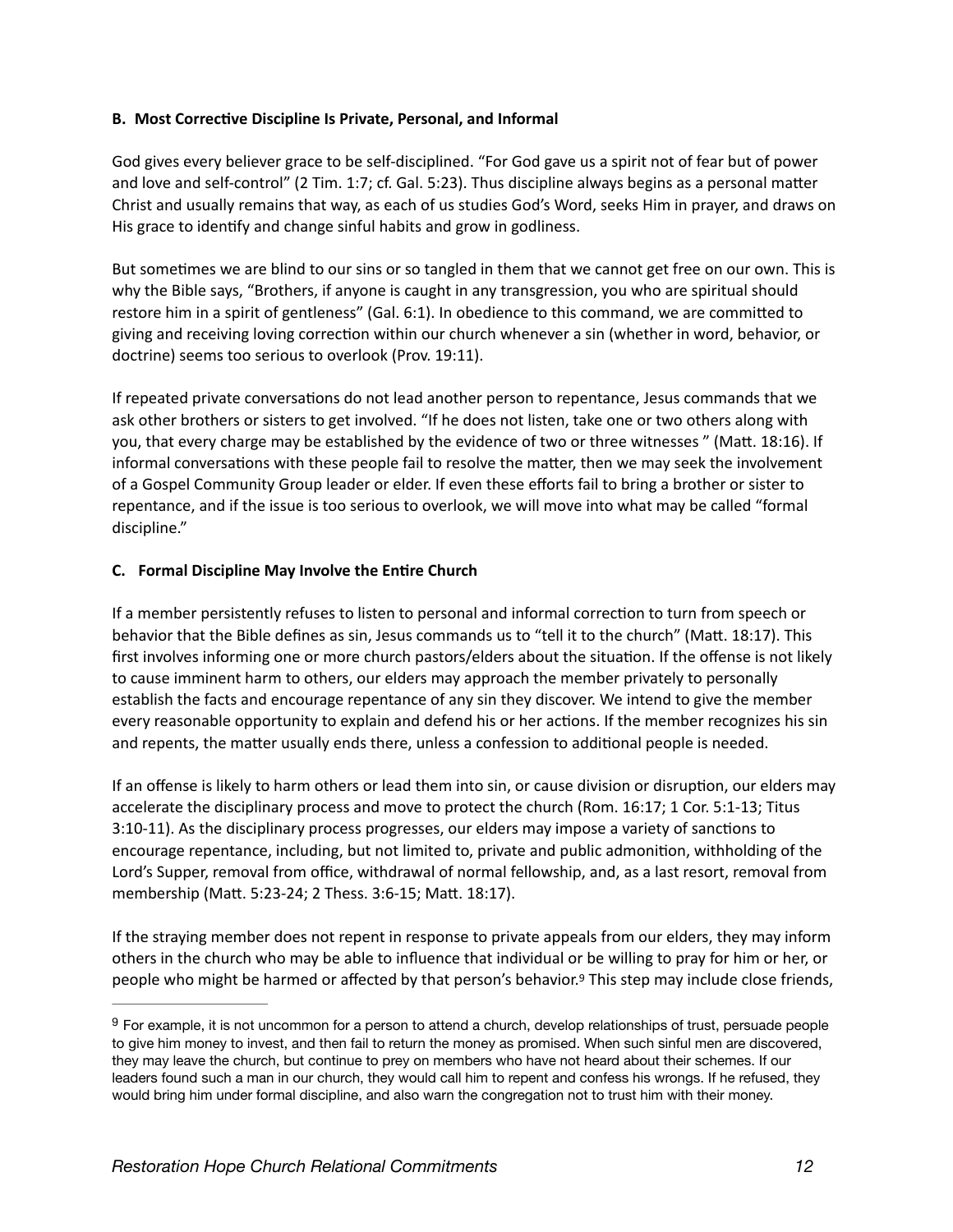**B. Most Corrective Discipline Is Private, Personal, and Informal**

God gives every believer grace to be self-disciplined. "For God gave us a spirit not of fear but of power and love and self-control" (2 Tim. 1:7; cf. Gal. 5:23). Thus discipline always begins as a personal matter Christ and usually remains that way, as each of us studies God's Word, seeks Him in prayer, and draws on His grace to identify and change sinful habits and grow in godliness.

But sometimes we are blind to our sins or so tangled in them that we cannot get free on our own. This is why the Bible says, "Brothers, if anyone is caught in any transgression, you who are spiritual should restore him in a spirit of gentleness" (Gal. 6:1). In obedience to this command, we are committed to giving and receiving loving correction within our church whenever a sin (whether in word, behavior, or doctrine) seems too serious to overlook (Prov. 19:11).

If repeated private conversations do not lead another person to repentance, Jesus commands that we ask other brothers or sisters to get involved. "If he does not listen, take one or two others along with you, that every charge may be established by the evidence of two or three witnesses " (Matt. 18:16). If informal conversations with these people fail to resolve the matter, then we may seek the involvement of a Gospel Community Group leader or elder. If even these efforts fail to bring a brother or sister to repentance, and if the issue is too serious to overlook, we will move into what may be called "formal discipline."

**C. Formal Discipline May Involve the Entire Church**

If a member persistently refuses to listen to personal and informal correction to turn from speech or behavior that the Bible defines as sin, Jesus commands us to "tell it to the church" (Matt. 18:17). This first involves informing one or more church pastors/elders about the situation. If the offense is not likely to cause imminent harm to others, our elders may approach the member privately to personally establish the facts and encourage repentance of any sin they discover. We intend to give the member every reasonable opportunity to explain and defend his or her actions. If the member recognizes his sin and repents, the matter usually ends there, unless a confession to additional people is needed.

If an offense is likely to harm others or lead them into sin, or cause division or disruption, our elders may accelerate the disciplinary process and move to protect the church (Rom. 16:17; 1 Cor. 5:1-13; Titus 3:10-11). As the disciplinary process progresses, our elders may impose a variety of sanctions to encourage repentance, including, but not limited to, private and public admonition, withholding of the Lord's Supper, removal from office, withdrawal of normal fellowship, and, as a last resort, removal from membership (Matt. 5:23-24; 2 Thess. 3:6-15; Matt. 18:17).

If the straying member does not repent in response to private appeals from our elders, they may inform others in the church who may be able to influence that individual or be willing to pray for him or her, or people who might be harmed or affected by that person's behavior.[9] This step may include close friends,

---

[9] For example, it is not uncommon for a person to attend a church, develop relationships of trust, persuade people to give him money to invest, and then fail to return the money as promised. When such sinful men are discovered, they may leave the church, but continue to prey on members who have not heard about their schemes. If our leaders found such a man in our church, they would call him to repent and confess his wrongs. If he refused, they would bring him under formal discipline, and also warn the congregation not to trust him with their money.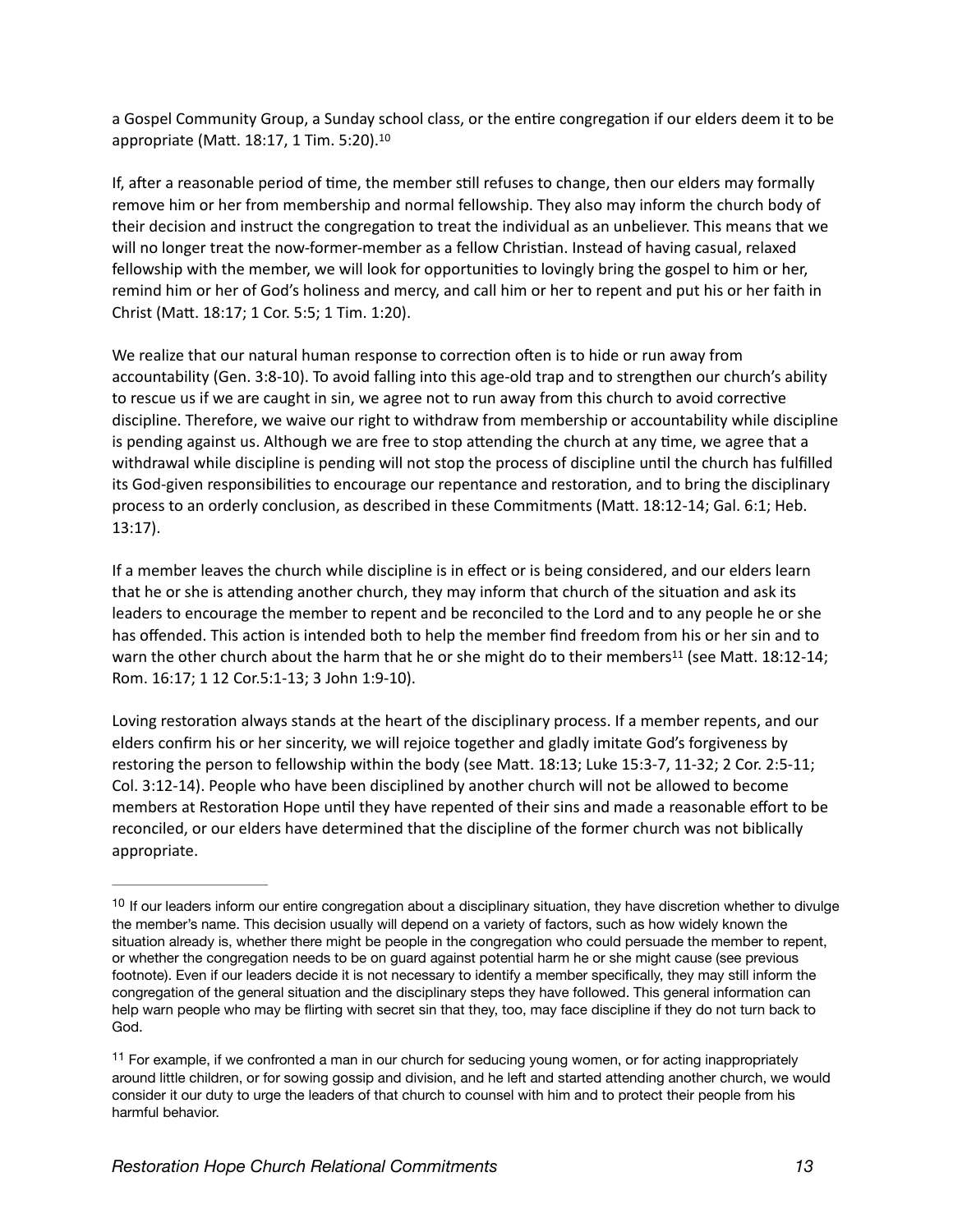a Gospel Community Group, a Sunday school class, or the entire congregation if our elders deem it to be appropriate (Matt. 18:17, 1 Tim. 5:20).[10]

If, after a reasonable period of time, the member still refuses to change, then our elders may formally remove him or her from membership and normal fellowship. They also may inform the church body of their decision and instruct the congregation to treat the individual as an unbeliever. This means that we will no longer treat the now-former-member as a fellow Christian. Instead of having casual, relaxed fellowship with the member, we will look for opportunities to lovingly bring the gospel to him or her, remind him or her of God's holiness and mercy, and call him or her to repent and put his or her faith in Christ (Matt. 18:17; 1 Cor. 5:5; 1 Tim. 1:20).

We realize that our natural human response to correction often is to hide or run away from accountability (Gen. 3:8-10). To avoid falling into this age-old trap and to strengthen our church's ability to rescue us if we are caught in sin, we agree not to run away from this church to avoid corrective discipline. Therefore, we waive our right to withdraw from membership or accountability while discipline is pending against us. Although we are free to stop attending the church at any time, we agree that a withdrawal while discipline is pending will not stop the process of discipline until the church has fulfilled its God-given responsibilities to encourage our repentance and restoration, and to bring the disciplinary process to an orderly conclusion, as described in these Commitments (Matt. 18:12-14; Gal. 6:1; Heb. 13:17).

If a member leaves the church while discipline is in effect or is being considered, and our elders learn that he or she is attending another church, they may inform that church of the situation and ask its leaders to encourage the member to repent and be reconciled to the Lord and to any people he or she has offended. This action is intended both to help the member find freedom from his or her sin and to warn the other church about the harm that he or she might do to their members[11] (see Matt. 18:12-14; Rom. 16:17; 1 12 Cor.5:1-13; 3 John 1:9-10).

Loving restoration always stands at the heart of the disciplinary process. If a member repents, and our elders confirm his or her sincerity, we will rejoice together and gladly imitate God's forgiveness by restoring the person to fellowship within the body (see Matt. 18:13; Luke 15:3-7, 11-32; 2 Cor. 2:5-11; Col. 3:12-14). People who have been disciplined by another church will not be allowed to become members at Restoration Hope until they have repented of their sins and made a reasonable effort to be reconciled, or our elders have determined that the discipline of the former church was not biblically appropriate.

---

[10] If our leaders inform our entire congregation about a disciplinary situation, they have discretion whether to divulge the member's name. This decision usually will depend on a variety of factors, such as how widely known the situation already is, whether there might be people in the congregation who could persuade the member to repent, or whether the congregation needs to be on guard against potential harm he or she might cause (see previous footnote). Even if our leaders decide it is not necessary to identify a member specifically, they may still inform the congregation of the general situation and the disciplinary steps they have followed. This general information can help warn people who may be flirting with secret sin that they, too, may face discipline if they do not turn back to God.

[11] For example, if we confronted a man in our church for seducing young women, or for acting inappropriately around little children, or for sowing gossip and division, and he left and started attending another church, we would consider it our duty to urge the leaders of that church to counsel with him and to protect their people from his harmful behavior.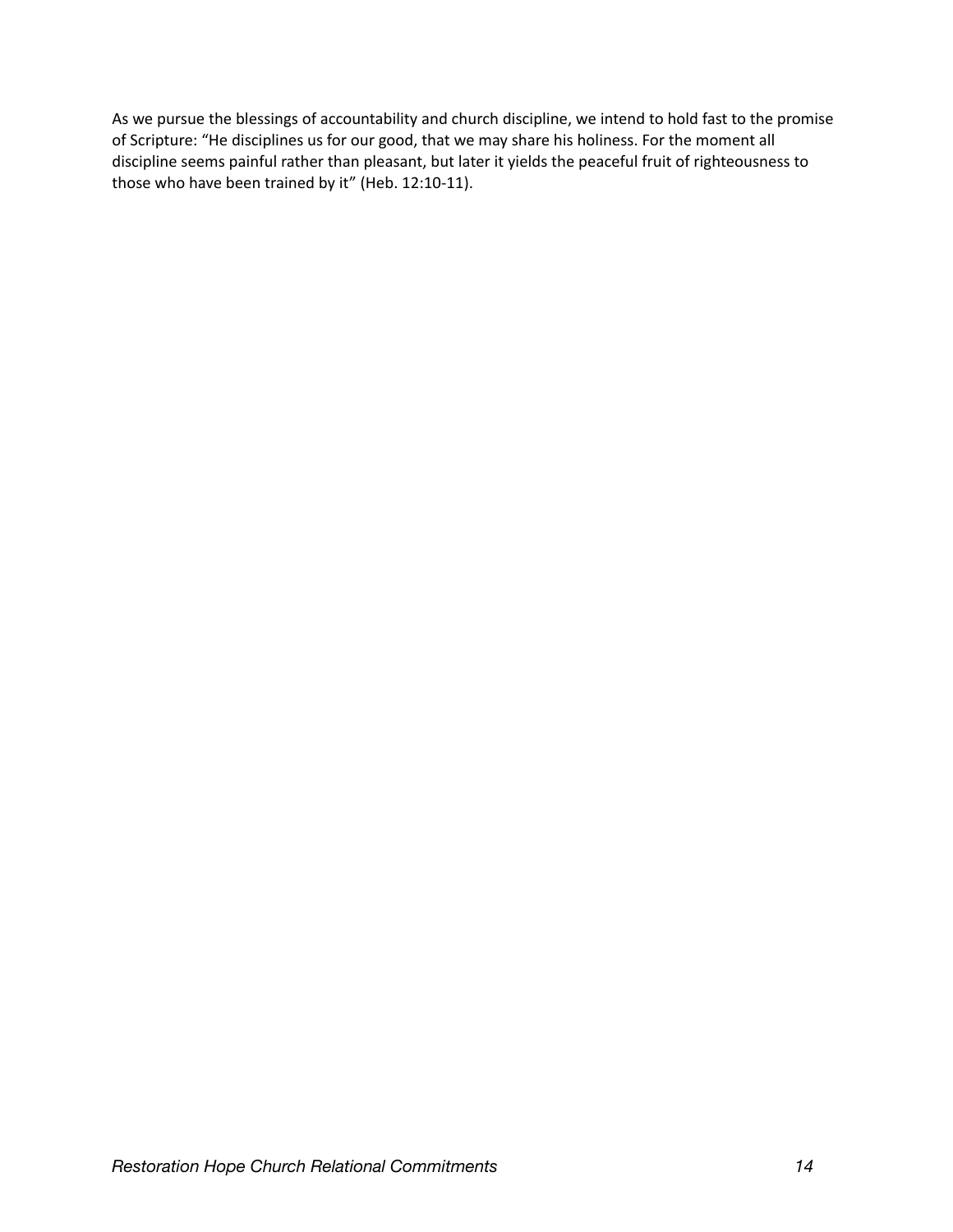As we pursue the blessings of accountability and church discipline, we intend to hold fast to the promise of Scripture: "He disciplines us for our good, that we may share his holiness. For the moment all discipline seems painful rather than pleasant, but later it yields the peaceful fruit of righteousness to those who have been trained by it" (Heb. 12:10-11).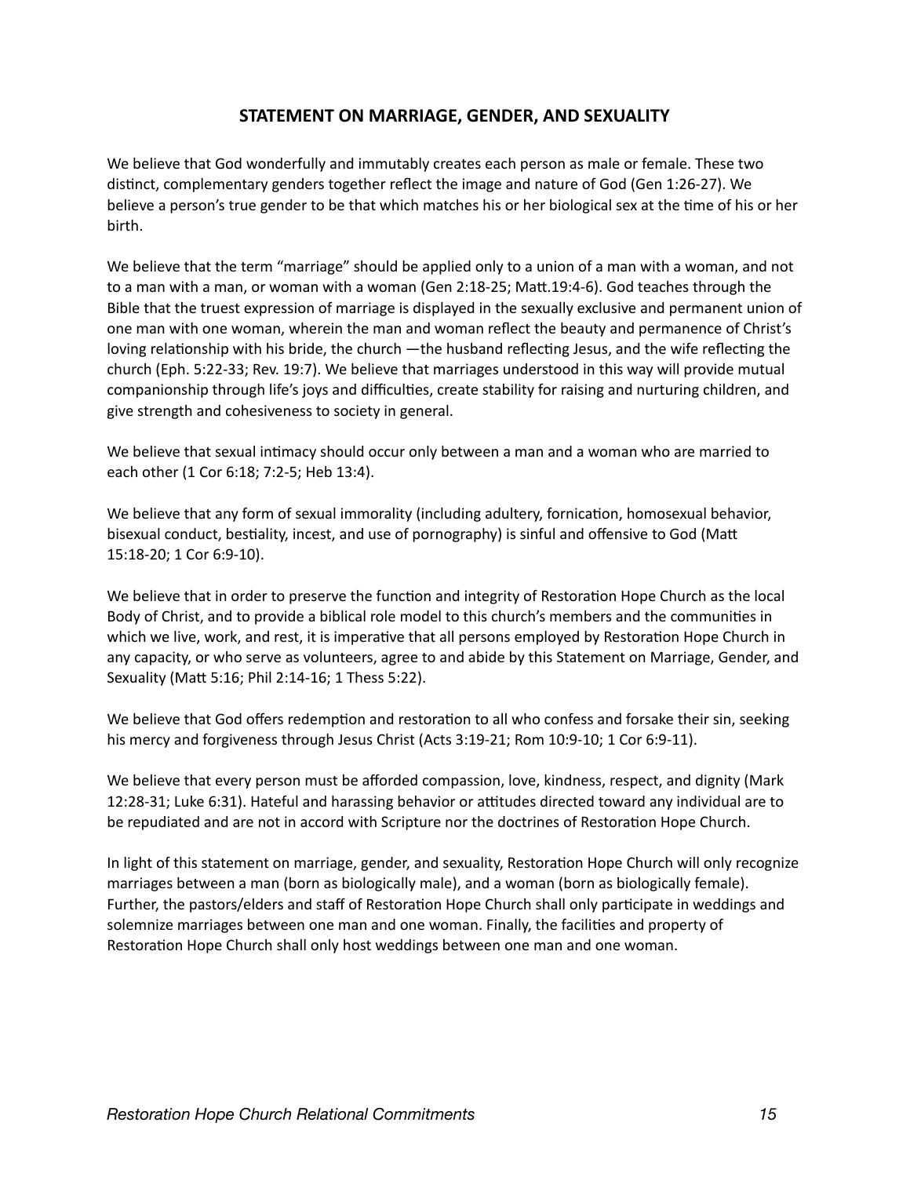## STATEMENT ON MARRIAGE, GENDER, AND SEXUALITY

We believe that God wonderfully and immutably creates each person as male or female. These two distinct, complementary genders together reflect the image and nature of God (Gen 1:26-27). We believe a person's true gender to be that which matches his or her biological sex at the time of his or her birth.

We believe that the term "marriage" should be applied only to a union of a man with a woman, and not to a man with a man, or woman with a woman (Gen 2:18-25; Matt.19:4-6). God teaches through the Bible that the truest expression of marriage is displayed in the sexually exclusive and permanent union of one man with one woman, wherein the man and woman reflect the beauty and permanence of Christ's loving relationship with his bride, the church —the husband reflecting Jesus, and the wife reflecting the church (Eph. 5:22-33; Rev. 19:7). We believe that marriages understood in this way will provide mutual companionship through life's joys and difficulties, create stability for raising and nurturing children, and give strength and cohesiveness to society in general.

We believe that sexual intimacy should occur only between a man and a woman who are married to each other (1 Cor 6:18; 7:2-5; Heb 13:4).

We believe that any form of sexual immorality (including adultery, fornication, homosexual behavior, bisexual conduct, bestiality, incest, and use of pornography) is sinful and offensive to God (Matt 15:18-20; 1 Cor 6:9-10).

We believe that in order to preserve the function and integrity of Restoration Hope Church as the local Body of Christ, and to provide a biblical role model to this church's members and the communities in which we live, work, and rest, it is imperative that all persons employed by Restoration Hope Church in any capacity, or who serve as volunteers, agree to and abide by this Statement on Marriage, Gender, and Sexuality (Matt 5:16; Phil 2:14-16; 1 Thess 5:22).

We believe that God offers redemption and restoration to all who confess and forsake their sin, seeking his mercy and forgiveness through Jesus Christ (Acts 3:19-21; Rom 10:9-10; 1 Cor 6:9-11).

We believe that every person must be afforded compassion, love, kindness, respect, and dignity (Mark 12:28-31; Luke 6:31). Hateful and harassing behavior or attitudes directed toward any individual are to be repudiated and are not in accord with Scripture nor the doctrines of Restoration Hope Church.

In light of this statement on marriage, gender, and sexuality, Restoration Hope Church will only recognize marriages between a man (born as biologically male), and a woman (born as biologically female). Further, the pastors/elders and staff of Restoration Hope Church shall only participate in weddings and solemnize marriages between one man and one woman. Finally, the facilities and property of Restoration Hope Church shall only host weddings between one man and one woman.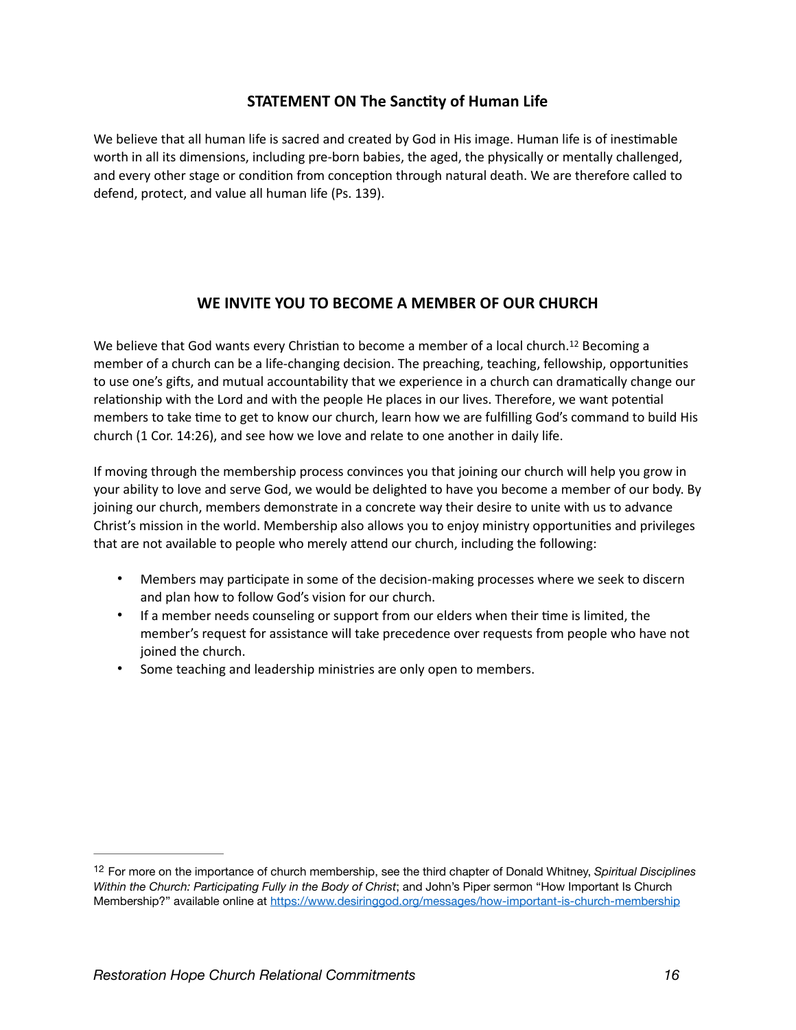## STATEMENT ON The Sanctity of Human Life

We believe that all human life is sacred and created by God in His image. Human life is of inestimable worth in all its dimensions, including pre-born babies, the aged, the physically or mentally challenged, and every other stage or condition from conception through natural death. We are therefore called to defend, protect, and value all human life (Ps. 139).

## WE INVITE YOU TO BECOME A MEMBER OF OUR CHURCH

We believe that God wants every Christian to become a member of a local church.[12] Becoming a member of a church can be a life-changing decision. The preaching, teaching, fellowship, opportunities to use one's gifts, and mutual accountability that we experience in a church can dramatically change our relationship with the Lord and with the people He places in our lives. Therefore, we want potential members to take time to get to know our church, learn how we are fulfilling God's command to build His church (1 Cor. 14:26), and see how we love and relate to one another in daily life.

If moving through the membership process convinces you that joining our church will help you grow in your ability to love and serve God, we would be delighted to have you become a member of our body. By joining our church, members demonstrate in a concrete way their desire to unite with us to advance Christ's mission in the world. Membership also allows you to enjoy ministry opportunities and privileges that are not available to people who merely attend our church, including the following:

- Members may participate in some of the decision-making processes where we seek to discern and plan how to follow God's vision for our church.
- If a member needs counseling or support from our elders when their time is limited, the member's request for assistance will take precedence over requests from people who have not joined the church.
- Some teaching and leadership ministries are only open to members.

---

[12] For more on the importance of church membership, see the third chapter of Donald Whitney, *Spiritual Disciplines Within the Church: Participating Fully in the Body of Christ*; and John's Piper sermon "How Important Is Church Membership?" available online at https://www.desiringgod.org/messages/how-important-is-church-membership